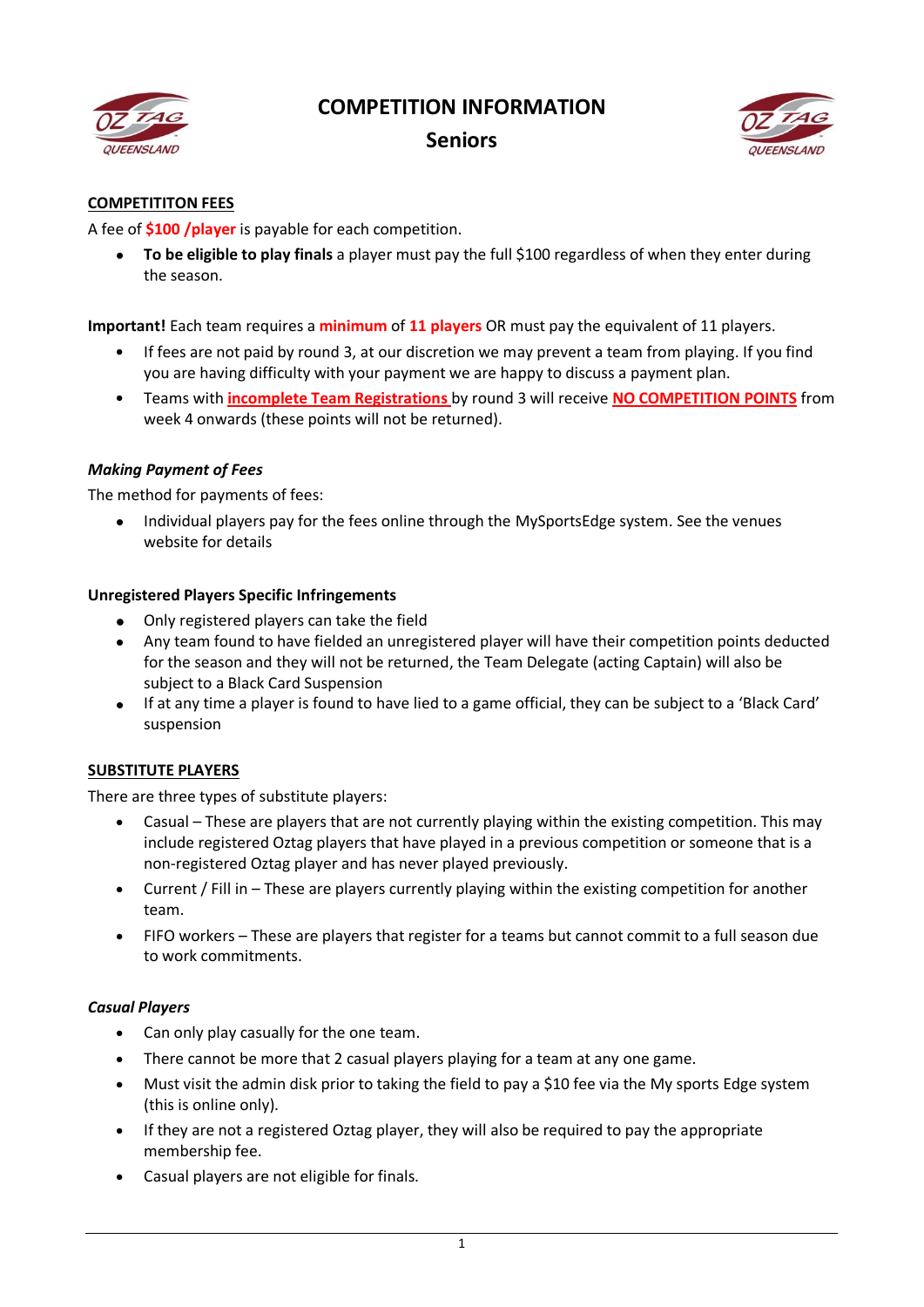# COMPETITION INFORMATION

## Seniors

**COMPETITITON FEES**

A fee of **$100 /player** is payable for each competition.

- **To be eligible to play finals** a player must pay the full $100 regardless of when they enter during the season.

**Important!** Each team requires a **minimum** of **11 players** OR must pay the equivalent of 11 players.

- If fees are not paid by round 3, at our discretion we may prevent a team from playing. If you find you are having difficulty with your payment we are happy to discuss a payment plan.
- Teams with **incomplete Team Registrations** by round 3 will receive **NO COMPETITION POINTS** from week 4 onwards (these points will not be returned).

***Making Payment of Fees***

The method for payments of fees:

- Individual players pay for the fees online through the MySportsEdge system. See the venues website for details

**Unregistered Players Specific Infringements**

- Only registered players can take the field
- Any team found to have fielded an unregistered player will have their competition points deducted for the season and they will not be returned, the Team Delegate (acting Captain) will also be subject to a Black Card Suspension
- If at any time a player is found to have lied to a game official, they can be subject to a 'Black Card' suspension

**SUBSTITUTE PLAYERS**

There are three types of substitute players:

- Casual – These are players that are not currently playing within the existing competition. This may include registered Oztag players that have played in a previous competition or someone that is a non-registered Oztag player and has never played previously.
- Current / Fill in – These are players currently playing within the existing competition for another team.
- FIFO workers – These are players that register for a teams but cannot commit to a full season due to work commitments.

***Casual Players***

- Can only play casually for the one team.
- There cannot be more that 2 casual players playing for a team at any one game.
- Must visit the admin disk prior to taking the field to pay a $10 fee via the My sports Edge system (this is online only).
- If they are not a registered Oztag player, they will also be required to pay the appropriate membership fee.
- Casual players are not eligible for finals.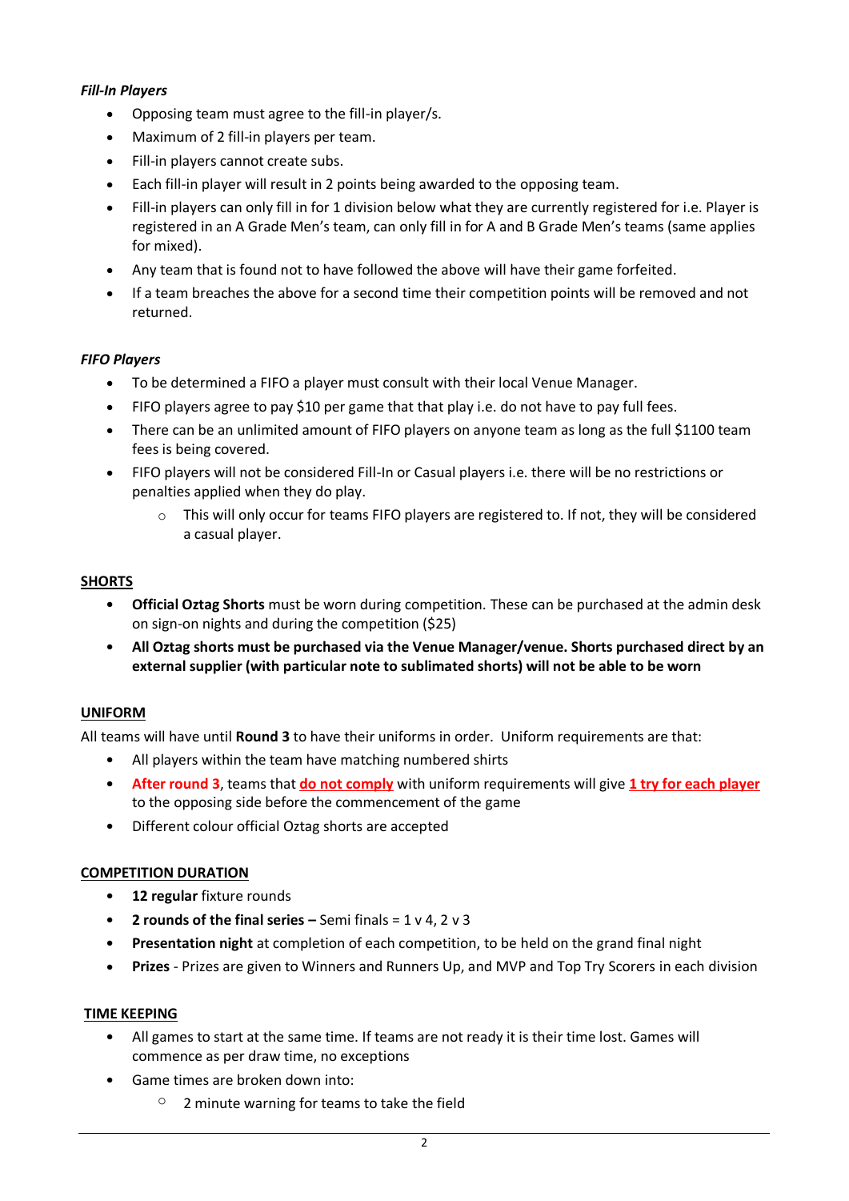***Fill-In Players***

- Opposing team must agree to the fill-in player/s.
- Maximum of 2 fill-in players per team.
- Fill-in players cannot create subs.
- Each fill-in player will result in 2 points being awarded to the opposing team.
- Fill-in players can only fill in for 1 division below what they are currently registered for i.e. Player is registered in an A Grade Men's team, can only fill in for A and B Grade Men's teams (same applies for mixed).
- Any team that is found not to have followed the above will have their game forfeited.
- If a team breaches the above for a second time their competition points will be removed and not returned.

***FIFO Players***

- To be determined a FIFO a player must consult with their local Venue Manager.
- FIFO players agree to pay $10 per game that that play i.e. do not have to pay full fees.
- There can be an unlimited amount of FIFO players on anyone team as long as the full $1100 team fees is being covered.
- FIFO players will not be considered Fill-In or Casual players i.e. there will be no restrictions or penalties applied when they do play.
    - This will only occur for teams FIFO players are registered to. If not, they will be considered a casual player.

**SHORTS**

- **Official Oztag Shorts** must be worn during competition. These can be purchased at the admin desk on sign-on nights and during the competition ($25)
- **All Oztag shorts must be purchased via the Venue Manager/venue. Shorts purchased direct by an external supplier (with particular note to sublimated shorts) will not be able to be worn**

**UNIFORM**

All teams will have until **Round 3** to have their uniforms in order. Uniform requirements are that:

- All players within the team have matching numbered shirts
- **After round 3**, teams that **do not comply** with uniform requirements will give **1 try for each player** to the opposing side before the commencement of the game
- Different colour official Oztag shorts are accepted

**COMPETITION DURATION**

- **12 regular** fixture rounds
- **2 rounds of the final series –** Semi finals = 1 v 4, 2 v 3
- **Presentation night** at completion of each competition, to be held on the grand final night
- **Prizes** - Prizes are given to Winners and Runners Up, and MVP and Top Try Scorers in each division

**TIME KEEPING**

- All games to start at the same time. If teams are not ready it is their time lost. Games will commence as per draw time, no exceptions
- Game times are broken down into:
    - 2 minute warning for teams to take the field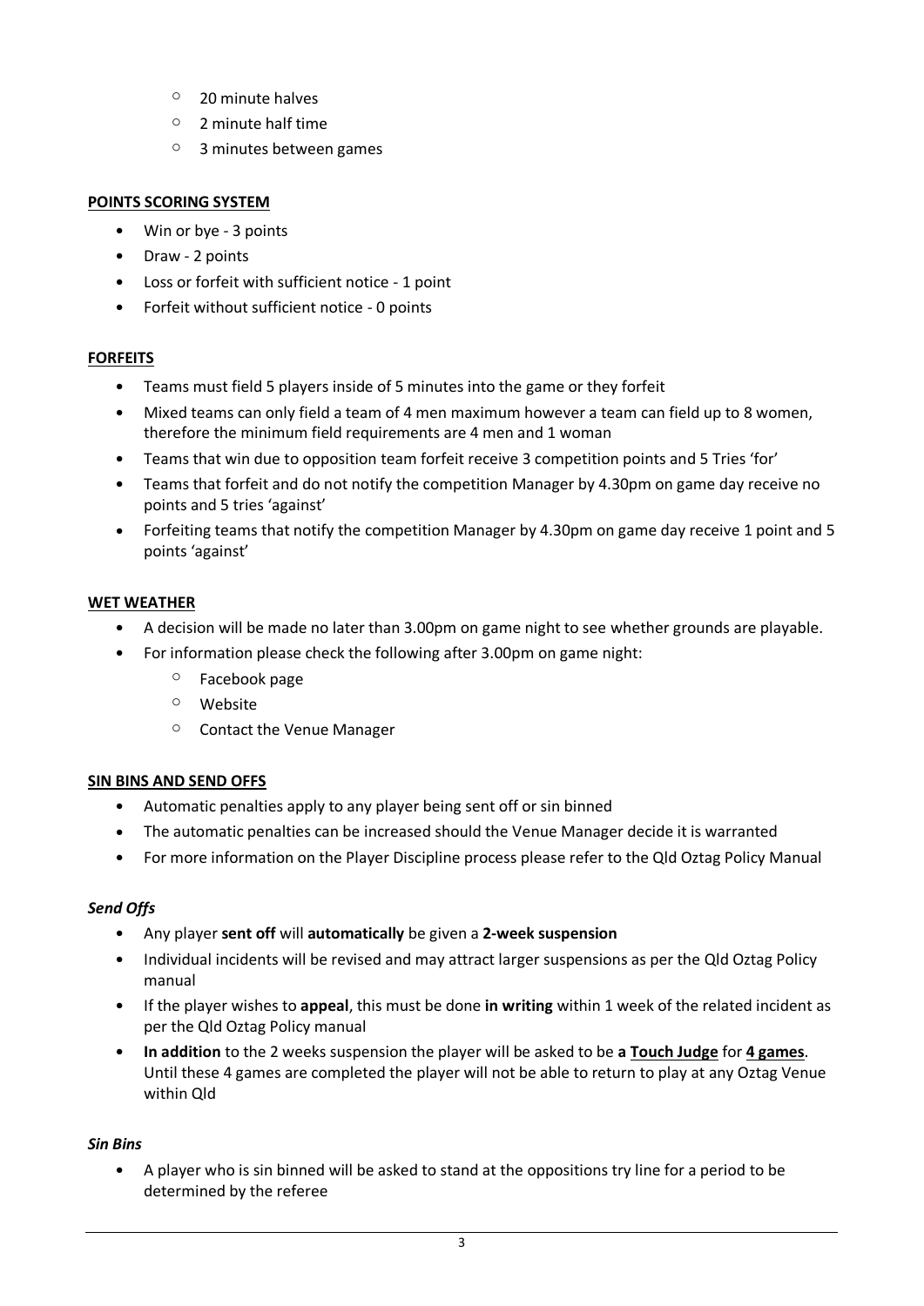- 20 minute halves
- 2 minute half time
- 3 minutes between games

**POINTS SCORING SYSTEM**

- Win or bye - 3 points
- Draw - 2 points
- Loss or forfeit with sufficient notice - 1 point
- Forfeit without sufficient notice - 0 points

**FORFEITS**

- Teams must field 5 players inside of 5 minutes into the game or they forfeit
- Mixed teams can only field a team of 4 men maximum however a team can field up to 8 women, therefore the minimum field requirements are 4 men and 1 woman
- Teams that win due to opposition team forfeit receive 3 competition points and 5 Tries 'for'
- Teams that forfeit and do not notify the competition Manager by 4.30pm on game day receive no points and 5 tries 'against'
- Forfeiting teams that notify the competition Manager by 4.30pm on game day receive 1 point and 5 points 'against'

**WET WEATHER**

- A decision will be made no later than 3.00pm on game night to see whether grounds are playable.
- For information please check the following after 3.00pm on game night:
  - Facebook page
  - Website
  - Contact the Venue Manager

**SIN BINS AND SEND OFFS**

- Automatic penalties apply to any player being sent off or sin binned
- The automatic penalties can be increased should the Venue Manager decide it is warranted
- For more information on the Player Discipline process please refer to the Qld Oztag Policy Manual

***Send Offs***

- Any player **sent off** will **automatically** be given a **2-week suspension**
- Individual incidents will be revised and may attract larger suspensions as per the Qld Oztag Policy manual
- If the player wishes to **appeal**, this must be done **in writing** within 1 week of the related incident as per the Qld Oztag Policy manual
- **In addition** to the 2 weeks suspension the player will be asked to be **a Touch Judge** for **4 games**. Until these 4 games are completed the player will not be able to return to play at any Oztag Venue within Qld

***Sin Bins***

- A player who is sin binned will be asked to stand at the oppositions try line for a period to be determined by the referee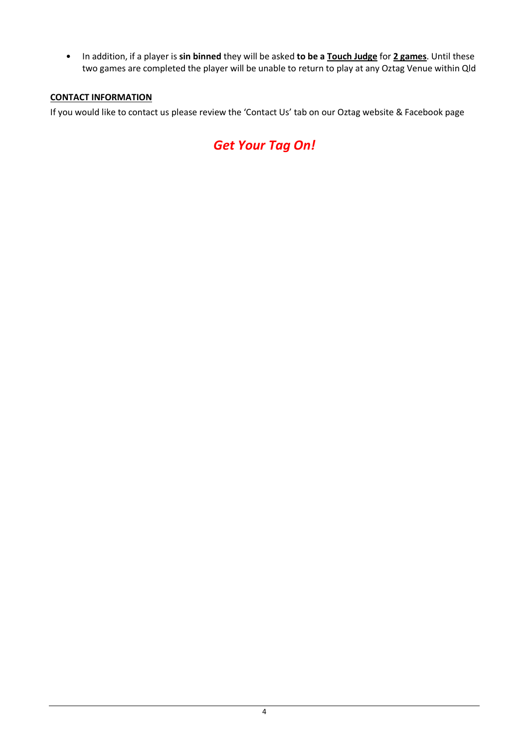- In addition, if a player is **sin binned** they will be asked **to be a <u>Touch Judge</u>** for **<u>2 games</u>**. Until these two games are completed the player will be unable to return to play at any Oztag Venue within Qld

**<u>CONTACT INFORMATION</u>**

If you would like to contact us please review the 'Contact Us' tab on our Oztag website & Facebook page

***Get Your Tag On!***